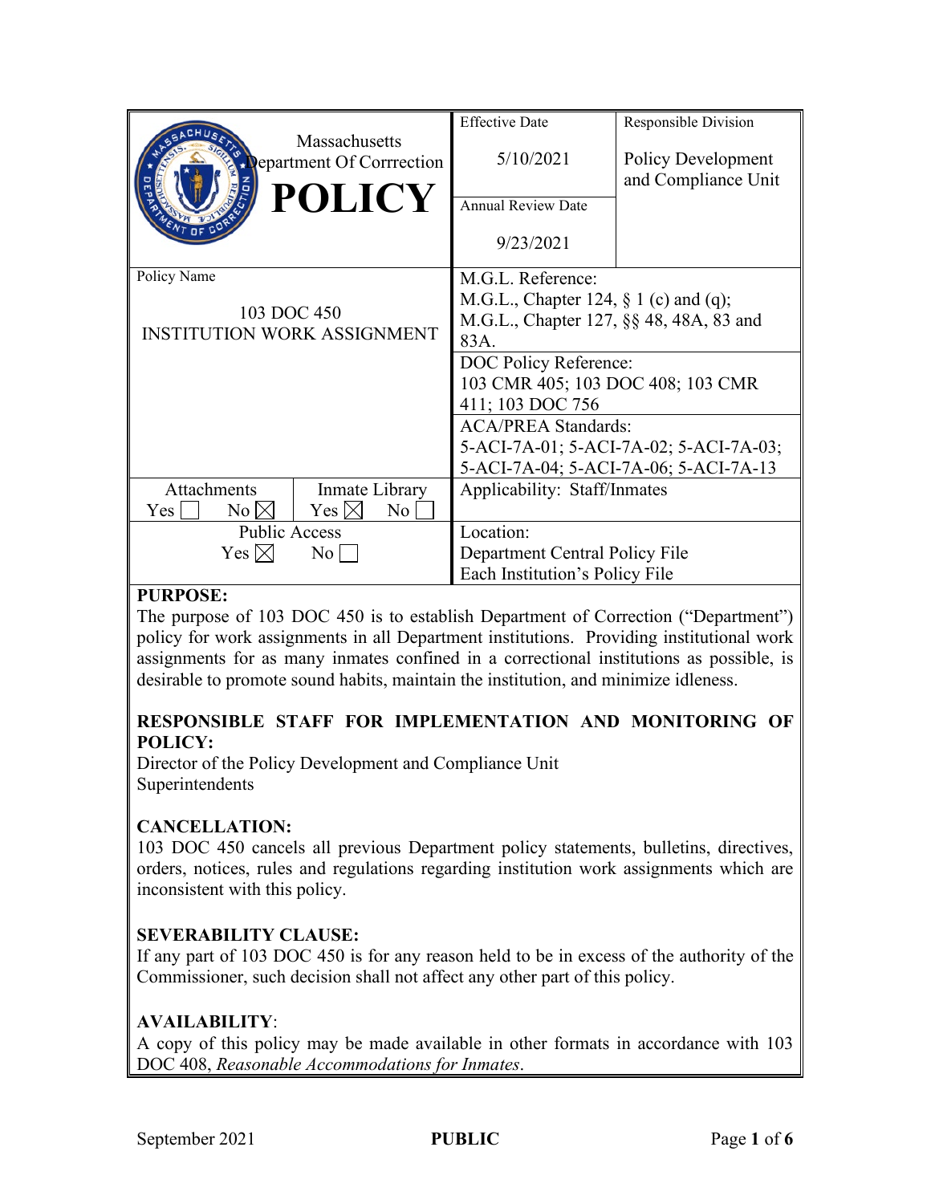| | | | |
|---|---|---|---|
| Massachusetts Department Of Corrrection **POLICY** | | Effective Date<br>5/10/2021 | Responsible Division<br>Policy Development and Compliance Unit |
| | | Annual Review Date<br>9/23/2021 | |
| Policy Name<br>103 DOC 450<br>INSTITUTION WORK ASSIGNMENT | | M.G.L. Reference:<br>M.G.L., Chapter 124, § 1 (c) and (q); M.G.L., Chapter 127, §§ 48, 48A, 83 and 83A. | |
| | | DOC Policy Reference:<br>103 CMR 405; 103 DOC 408; 103 CMR 411; 103 DOC 756 | |
| | | ACA/PREA Standards:<br>5-ACI-7A-01; 5-ACI-7A-02; 5-ACI-7A-03; 5-ACI-7A-04; 5-ACI-7A-06; 5-ACI-7A-13 | |
| Attachments<br>Yes ☐ No ☒ | Inmate Library<br>Yes ☒ No ☐ | Applicability: Staff/Inmates | |
| Public Access<br>Yes ☒ No ☐ | | Location:<br>Department Central Policy File<br>Each Institution's Policy File | |

**PURPOSE:**

The purpose of 103 DOC 450 is to establish Department of Correction ("Department") policy for work assignments in all Department institutions. Providing institutional work assignments for as many inmates confined in a correctional institutions as possible, is desirable to promote sound habits, maintain the institution, and minimize idleness.

**RESPONSIBLE STAFF FOR IMPLEMENTATION AND MONITORING OF POLICY:**

Director of the Policy Development and Compliance Unit
Superintendents

**CANCELLATION:**

103 DOC 450 cancels all previous Department policy statements, bulletins, directives, orders, notices, rules and regulations regarding institution work assignments which are inconsistent with this policy.

**SEVERABILITY CLAUSE:**

If any part of 103 DOC 450 is for any reason held to be in excess of the authority of the Commissioner, such decision shall not affect any other part of this policy.

**AVAILABILITY**:

A copy of this policy may be made available in other formats in accordance with 103 DOC 408, *Reasonable Accommodations for Inmates*.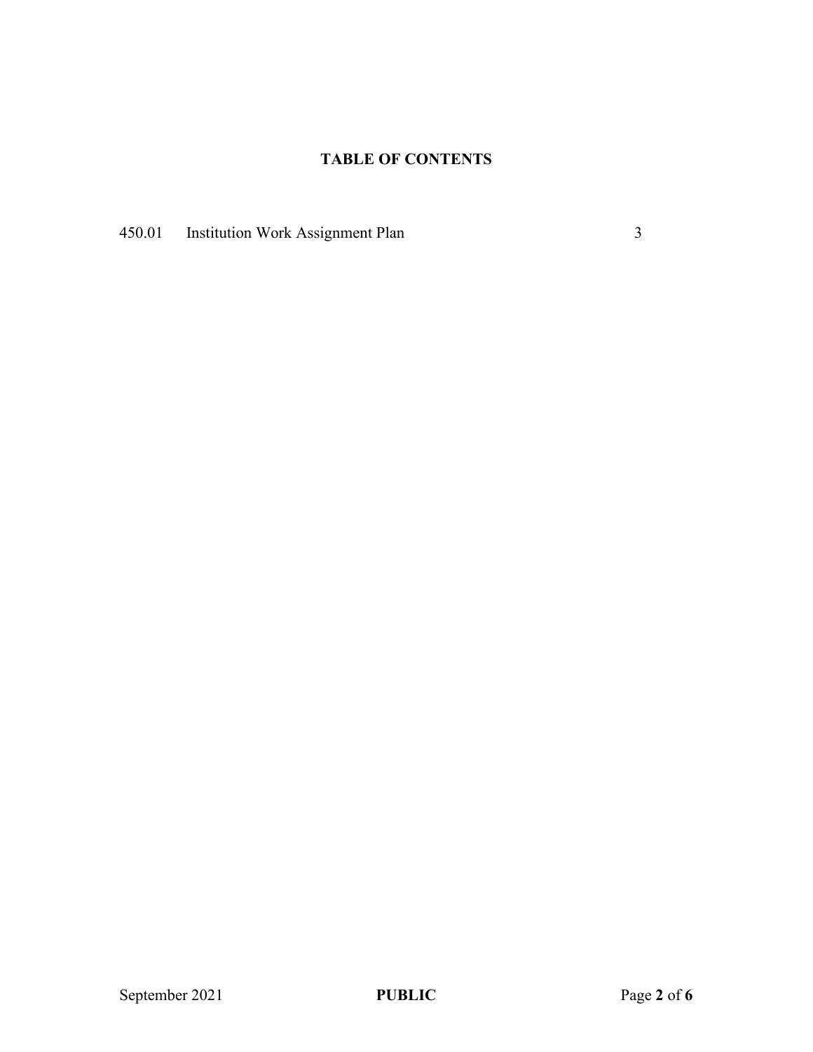**TABLE OF CONTENTS**

| | | |
|---|---|---|
| 450.01 | Institution Work Assignment Plan | 3 |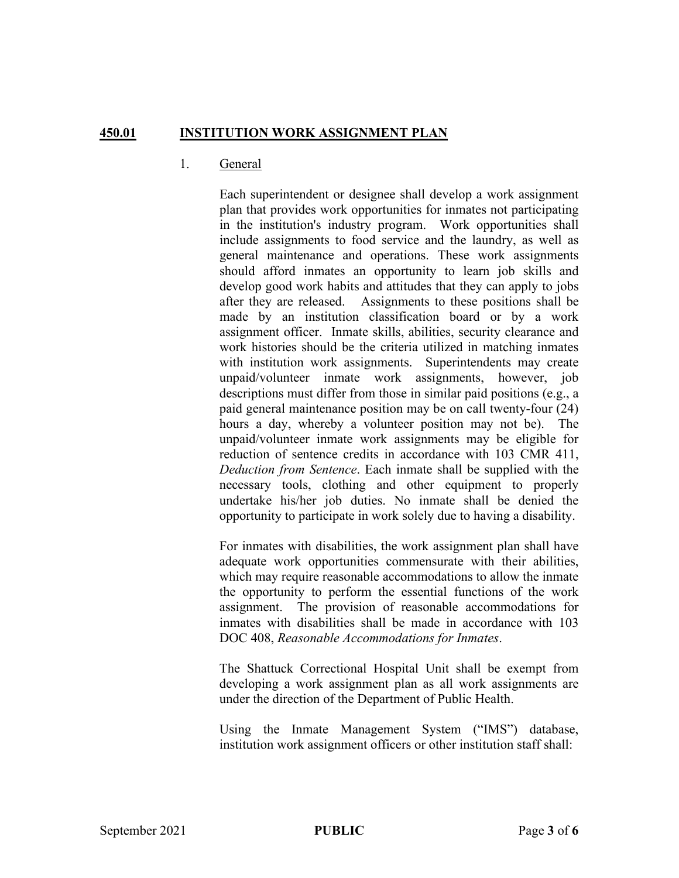## 450.01 INSTITUTION WORK ASSIGNMENT PLAN

1. General

Each superintendent or designee shall develop a work assignment plan that provides work opportunities for inmates not participating in the institution's industry program. Work opportunities shall include assignments to food service and the laundry, as well as general maintenance and operations. These work assignments should afford inmates an opportunity to learn job skills and develop good work habits and attitudes that they can apply to jobs after they are released. Assignments to these positions shall be made by an institution classification board or by a work assignment officer. Inmate skills, abilities, security clearance and work histories should be the criteria utilized in matching inmates with institution work assignments. Superintendents may create unpaid/volunteer inmate work assignments, however, job descriptions must differ from those in similar paid positions (e.g., a paid general maintenance position may be on call twenty-four (24) hours a day, whereby a volunteer position may not be). The unpaid/volunteer inmate work assignments may be eligible for reduction of sentence credits in accordance with 103 CMR 411, *Deduction from Sentence*. Each inmate shall be supplied with the necessary tools, clothing and other equipment to properly undertake his/her job duties. No inmate shall be denied the opportunity to participate in work solely due to having a disability.

For inmates with disabilities, the work assignment plan shall have adequate work opportunities commensurate with their abilities, which may require reasonable accommodations to allow the inmate the opportunity to perform the essential functions of the work assignment. The provision of reasonable accommodations for inmates with disabilities shall be made in accordance with 103 DOC 408, *Reasonable Accommodations for Inmates*.

The Shattuck Correctional Hospital Unit shall be exempt from developing a work assignment plan as all work assignments are under the direction of the Department of Public Health.

Using the Inmate Management System ("IMS") database, institution work assignment officers or other institution staff shall: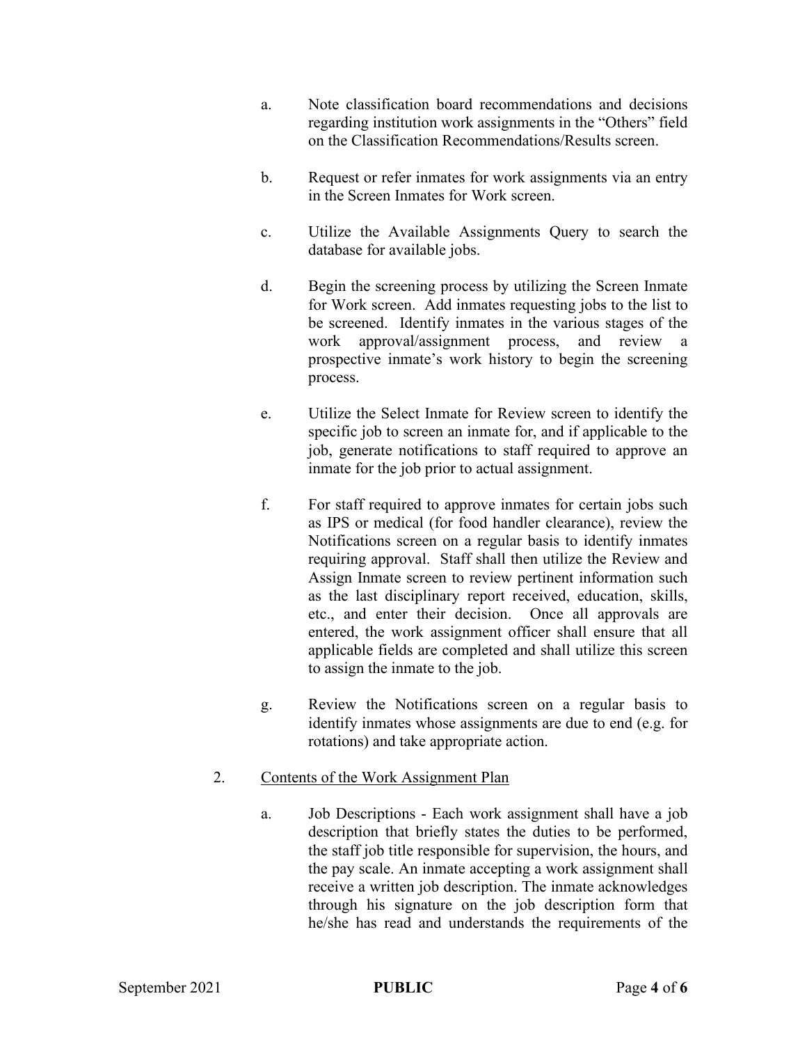a. Note classification board recommendations and decisions regarding institution work assignments in the "Others" field on the Classification Recommendations/Results screen.

b. Request or refer inmates for work assignments via an entry in the Screen Inmates for Work screen.

c. Utilize the Available Assignments Query to search the database for available jobs.

d. Begin the screening process by utilizing the Screen Inmate for Work screen. Add inmates requesting jobs to the list to be screened. Identify inmates in the various stages of the work approval/assignment process, and review a prospective inmate's work history to begin the screening process.

e. Utilize the Select Inmate for Review screen to identify the specific job to screen an inmate for, and if applicable to the job, generate notifications to staff required to approve an inmate for the job prior to actual assignment.

f. For staff required to approve inmates for certain jobs such as IPS or medical (for food handler clearance), review the Notifications screen on a regular basis to identify inmates requiring approval. Staff shall then utilize the Review and Assign Inmate screen to review pertinent information such as the last disciplinary report received, education, skills, etc., and enter their decision. Once all approvals are entered, the work assignment officer shall ensure that all applicable fields are completed and shall utilize this screen to assign the inmate to the job.

g. Review the Notifications screen on a regular basis to identify inmates whose assignments are due to end (e.g. for rotations) and take appropriate action.

2. <u>Contents of the Work Assignment Plan</u>

a. Job Descriptions - Each work assignment shall have a job description that briefly states the duties to be performed, the staff job title responsible for supervision, the hours, and the pay scale. An inmate accepting a work assignment shall receive a written job description. The inmate acknowledges through his signature on the job description form that he/she has read and understands the requirements of the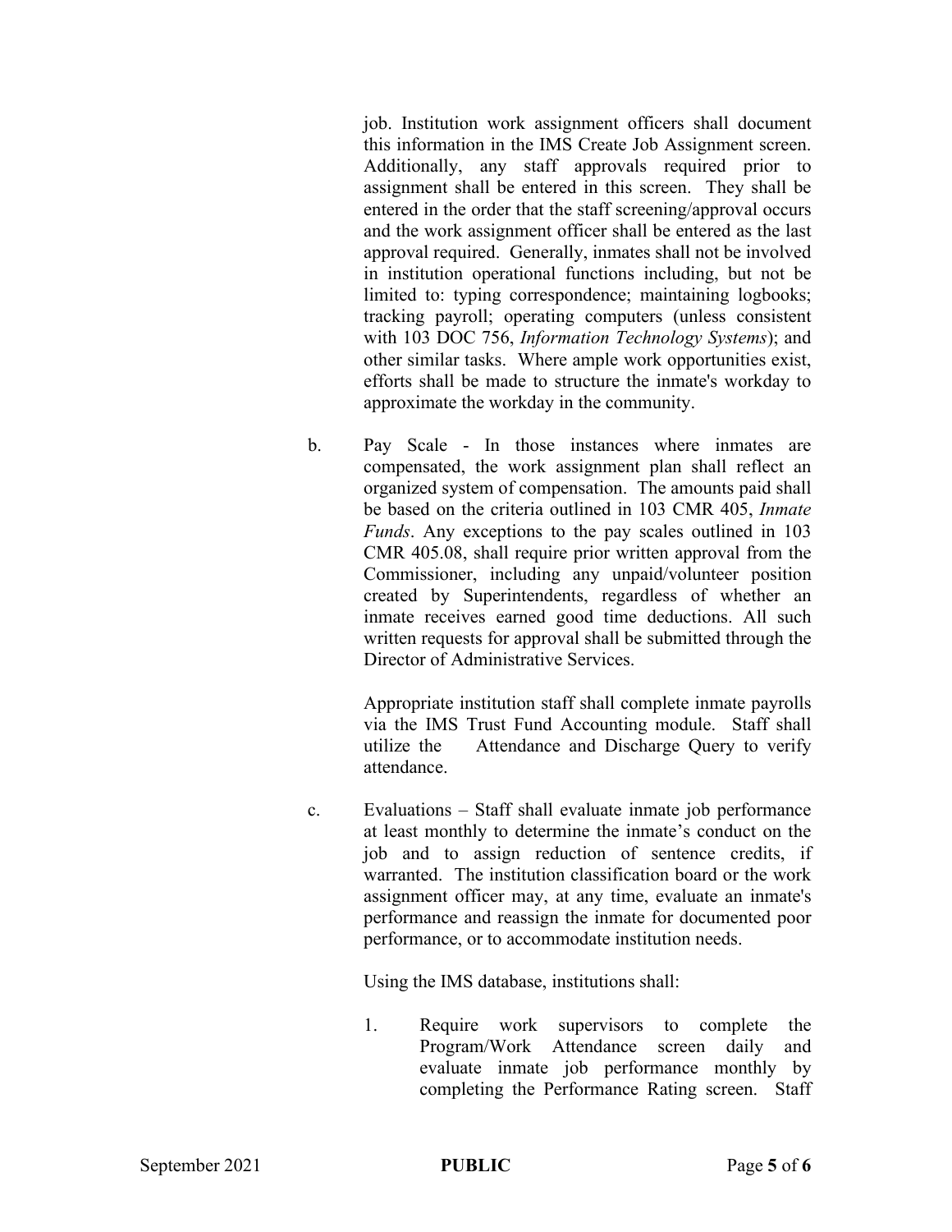job. Institution work assignment officers shall document this information in the IMS Create Job Assignment screen. Additionally, any staff approvals required prior to assignment shall be entered in this screen. They shall be entered in the order that the staff screening/approval occurs and the work assignment officer shall be entered as the last approval required. Generally, inmates shall not be involved in institution operational functions including, but not be limited to: typing correspondence; maintaining logbooks; tracking payroll; operating computers (unless consistent with 103 DOC 756, *Information Technology Systems*); and other similar tasks. Where ample work opportunities exist, efforts shall be made to structure the inmate's workday to approximate the workday in the community.

b. Pay Scale - In those instances where inmates are compensated, the work assignment plan shall reflect an organized system of compensation. The amounts paid shall be based on the criteria outlined in 103 CMR 405, *Inmate Funds*. Any exceptions to the pay scales outlined in 103 CMR 405.08, shall require prior written approval from the Commissioner, including any unpaid/volunteer position created by Superintendents, regardless of whether an inmate receives earned good time deductions. All such written requests for approval shall be submitted through the Director of Administrative Services.

   Appropriate institution staff shall complete inmate payrolls via the IMS Trust Fund Accounting module. Staff shall utilize the Attendance and Discharge Query to verify attendance.

c. Evaluations – Staff shall evaluate inmate job performance at least monthly to determine the inmate's conduct on the job and to assign reduction of sentence credits, if warranted. The institution classification board or the work assignment officer may, at any time, evaluate an inmate's performance and reassign the inmate for documented poor performance, or to accommodate institution needs.

   Using the IMS database, institutions shall:

   1. Require work supervisors to complete the Program/Work Attendance screen daily and evaluate inmate job performance monthly by completing the Performance Rating screen. Staff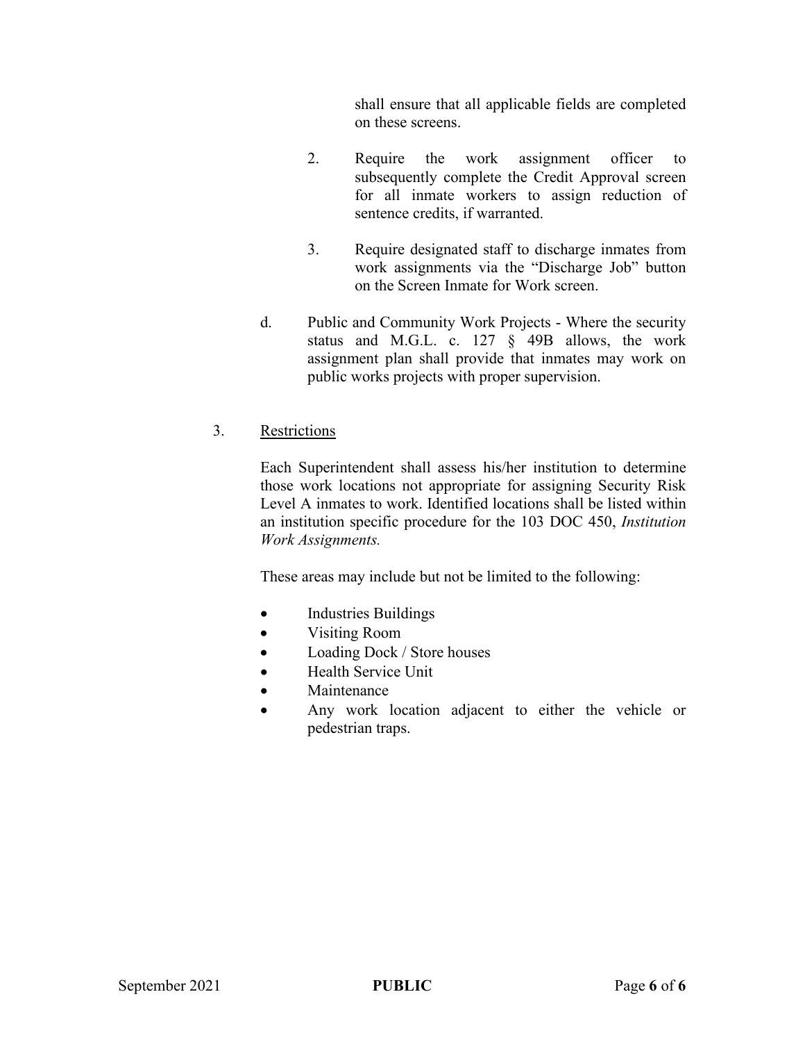shall ensure that all applicable fields are completed on these screens.

2. Require the work assignment officer to subsequently complete the Credit Approval screen for all inmate workers to assign reduction of sentence credits, if warranted.

3. Require designated staff to discharge inmates from work assignments via the "Discharge Job" button on the Screen Inmate for Work screen.

d. Public and Community Work Projects - Where the security status and M.G.L. c. 127 § 49B allows, the work assignment plan shall provide that inmates may work on public works projects with proper supervision.

3. Restrictions

Each Superintendent shall assess his/her institution to determine those work locations not appropriate for assigning Security Risk Level A inmates to work. Identified locations shall be listed within an institution specific procedure for the 103 DOC 450, *Institution Work Assignments.*

These areas may include but not be limited to the following:

- Industries Buildings
- Visiting Room
- Loading Dock / Store houses
- Health Service Unit
- Maintenance
- Any work location adjacent to either the vehicle or pedestrian traps.